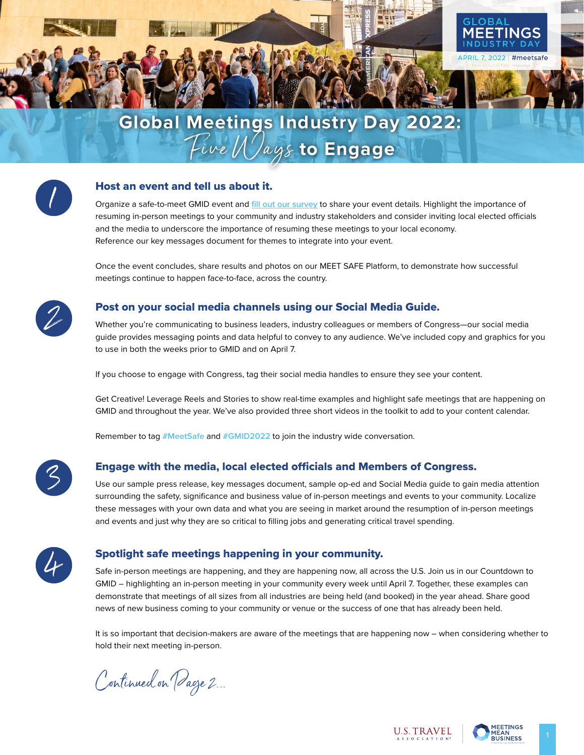# Global Meetings Industry Day 2022: Five Ways to Engage

## 1. Host an event and tell us about it.

Organize a safe-to-meet GMID event and fill out our survey to share your event details. Highlight the importance of resuming in-person meetings to your community and industry stakeholders and consider inviting local elected officials and the media to underscore the importance of resuming these meetings to your local economy. Reference our key messages document for themes to integrate into your event.

Once the event concludes, share results and photos on our MEET SAFE Platform, to demonstrate how successful meetings continue to happen face-to-face, across the country.

## 2. Post on your social media channels using our Social Media Guide.

Whether you're communicating to business leaders, industry colleagues or members of Congress—our social media guide provides messaging points and data helpful to convey to any audience. We've included copy and graphics for you to use in both the weeks prior to GMID and on April 7.

If you choose to engage with Congress, tag their social media handles to ensure they see your content.

Get Creative! Leverage Reels and Stories to show real-time examples and highlight safe meetings that are happening on GMID and throughout the year. We've also provided three short videos in the toolkit to add to your content calendar.

Remember to tag #MeetSafe and #GMID2022 to join the industry wide conversation.

## 3. Engage with the media, local elected officials and Members of Congress.

Use our sample press release, key messages document, sample op-ed and Social Media guide to gain media attention surrounding the safety, significance and business value of in-person meetings and events to your community. Localize these messages with your own data and what you are seeing in market around the resumption of in-person meetings and events and just why they are so critical to filling jobs and generating critical travel spending.

## 4. Spotlight safe meetings happening in your community.

Safe in-person meetings are happening, and they are happening now, all across the U.S. Join us in our Countdown to GMID – highlighting an in-person meeting in your community every week until April 7. Together, these examples can demonstrate that meetings of all sizes from all industries are being held (and booked) in the year ahead. Share good news of new business coming to your community or venue or the success of one that has already been held.

It is so important that decision-makers are aware of the meetings that are happening now – when considering whether to hold their next meeting in-person.

*Continued on Page 2...*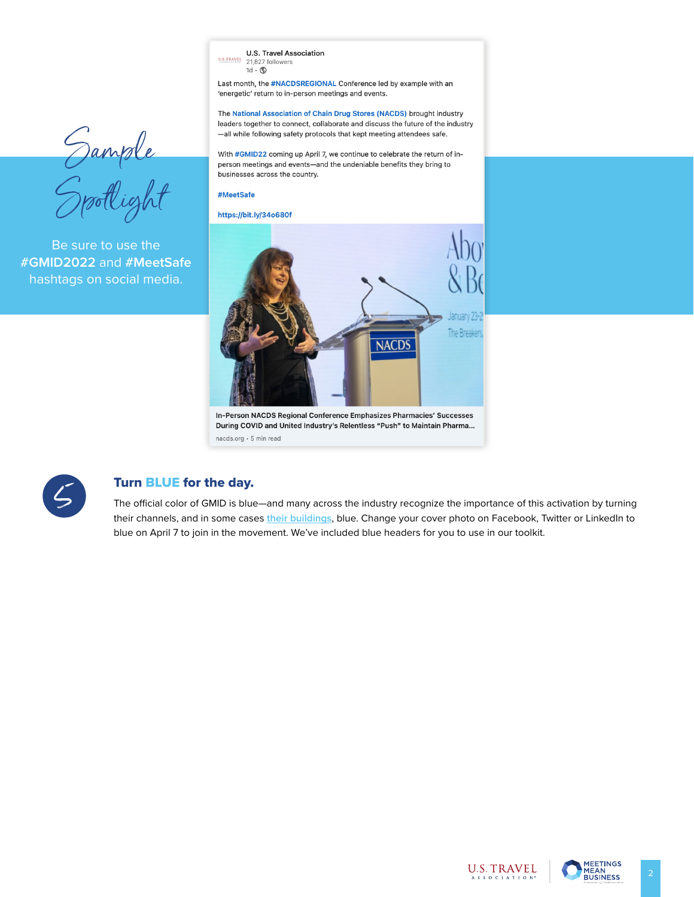Sample Spotlight

Be sure to use the **#GMID2022** and **#MeetSafe** hashtags on social media.

U.S. Travel Association
21,827 followers
1d

Last month, the #NACDSREGIONAL Conference led by example with an 'energetic' return to in-person meetings and events.

The National Association of Chain Drug Stores (NACDS) brought industry leaders together to connect, collaborate and discuss the future of the industry—all while following safety protocols that kept meeting attendees safe.

With #GMID22 coming up April 7, we continue to celebrate the return of in-person meetings and events—and the undeniable benefits they bring to businesses across the country.

#MeetSafe

https://bit.ly/34o680f

In-Person NACDS Regional Conference Emphasizes Pharmacies' Successes During COVID and United Industry's Relentless "Push" to Maintain Pharma...
nacds.org • 5 min read

## Turn BLUE for the day.

The official color of GMID is blue—and many across the industry recognize the importance of this activation by turning their channels, and in some cases their buildings, blue. Change your cover photo on Facebook, Twitter or LinkedIn to blue on April 7 to join in the movement. We've included blue headers for you to use in our toolkit.